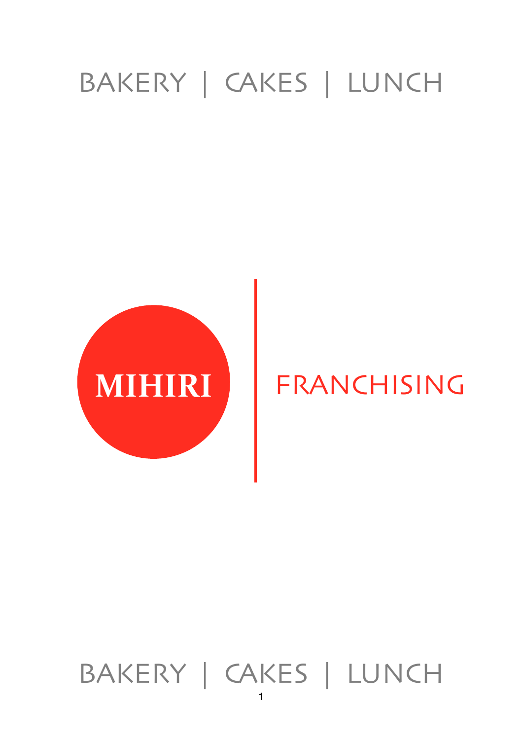BAKERY | CAKES | LUNCH

# MIHIRI | FRANCHISING

BAKERY | CAKES | LUNCH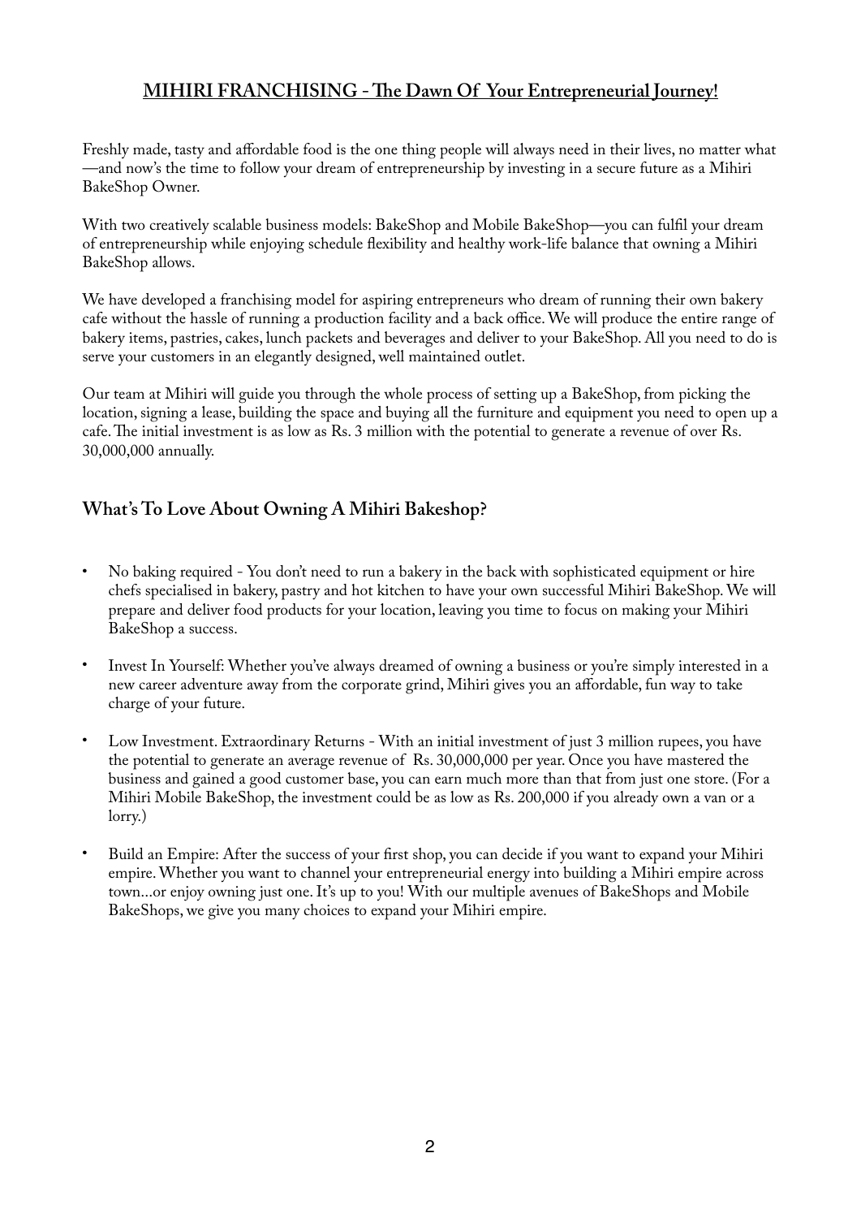## MIHIRI FRANCHISING - The Dawn Of Your Entrepreneurial Journey!

Freshly made, tasty and affordable food is the one thing people will always need in their lives, no matter what—and now's the time to follow your dream of entrepreneurship by investing in a secure future as a Mihiri BakeShop Owner.

With two creatively scalable business models: BakeShop and Mobile BakeShop—you can fulfil your dream of entrepreneurship while enjoying schedule flexibility and healthy work-life balance that owning a Mihiri BakeShop allows.

We have developed a franchising model for aspiring entrepreneurs who dream of running their own bakery cafe without the hassle of running a production facility and a back office. We will produce the entire range of bakery items, pastries, cakes, lunch packets and beverages and deliver to your BakeShop. All you need to do is serve your customers in an elegantly designed, well maintained outlet.

Our team at Mihiri will guide you through the whole process of setting up a BakeShop, from picking the location, signing a lease, building the space and buying all the furniture and equipment you need to open up a cafe. The initial investment is as low as Rs. 3 million with the potential to generate a revenue of over Rs. 30,000,000 annually.

## What's To Love About Owning A Mihiri Bakeshop?

- No baking required - You don't need to run a bakery in the back with sophisticated equipment or hire chefs specialised in bakery, pastry and hot kitchen to have your own successful Mihiri BakeShop. We will prepare and deliver food products for your location, leaving you time to focus on making your Mihiri BakeShop a success.
- Invest In Yourself: Whether you've always dreamed of owning a business or you're simply interested in a new career adventure away from the corporate grind, Mihiri gives you an affordable, fun way to take charge of your future.
- Low Investment. Extraordinary Returns - With an initial investment of just 3 million rupees, you have the potential to generate an average revenue of Rs. 30,000,000 per year. Once you have mastered the business and gained a good customer base, you can earn much more than that from just one store. (For a Mihiri Mobile BakeShop, the investment could be as low as Rs. 200,000 if you already own a van or a lorry.)
- Build an Empire: After the success of your first shop, you can decide if you want to expand your Mihiri empire. Whether you want to channel your entrepreneurial energy into building a Mihiri empire across town...or enjoy owning just one. It's up to you! With our multiple avenues of BakeShops and Mobile BakeShops, we give you many choices to expand your Mihiri empire.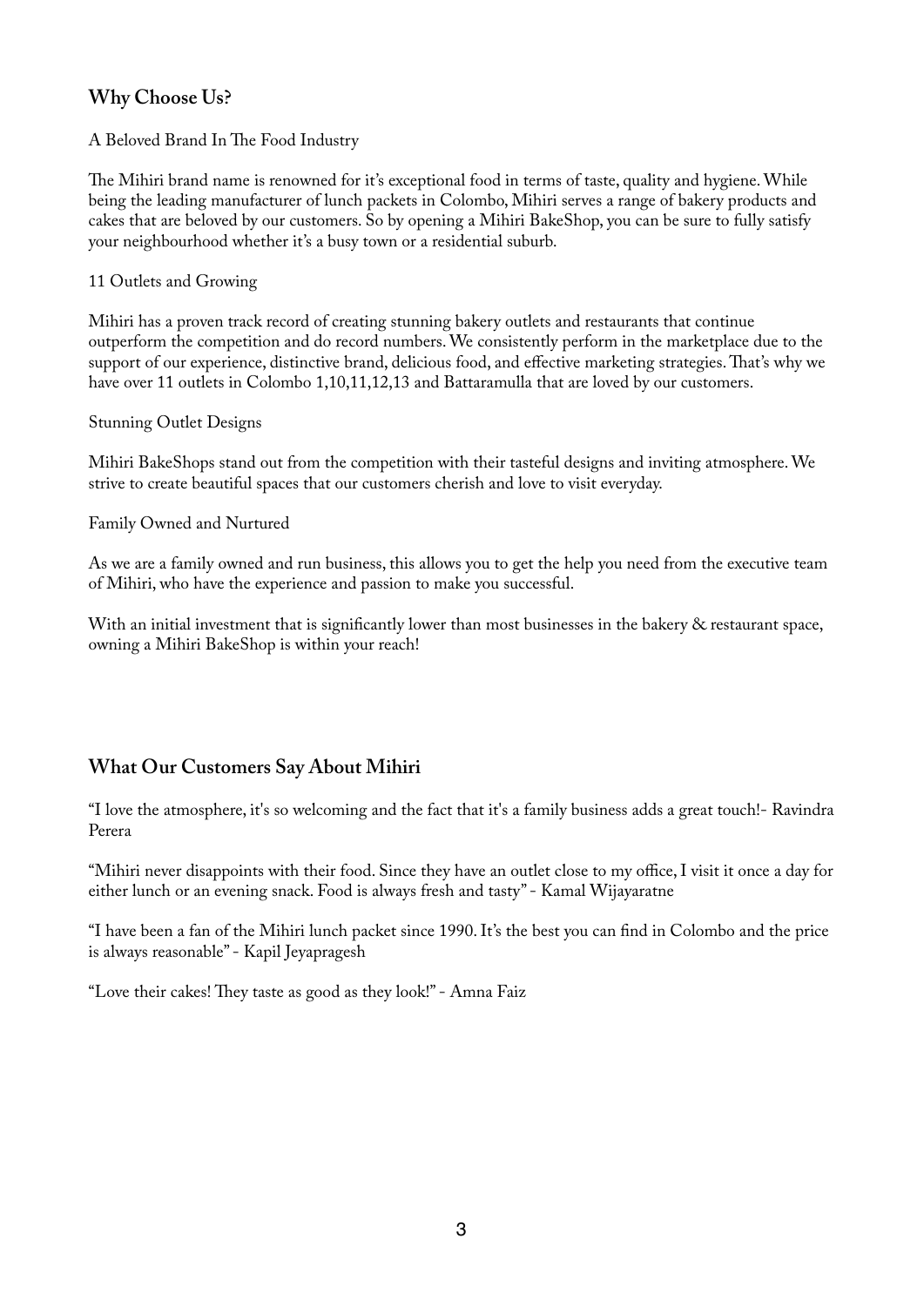## Why Choose Us?

A Beloved Brand In The Food Industry

The Mihiri brand name is renowned for it's exceptional food in terms of taste, quality and hygiene. While being the leading manufacturer of lunch packets in Colombo, Mihiri serves a range of bakery products and cakes that are beloved by our customers. So by opening a Mihiri BakeShop, you can be sure to fully satisfy your neighbourhood whether it's a busy town or a residential suburb.

11 Outlets and Growing

Mihiri has a proven track record of creating stunning bakery outlets and restaurants that continue outperform the competition and do record numbers. We consistently perform in the marketplace due to the support of our experience, distinctive brand, delicious food, and effective marketing strategies. That's why we have over 11 outlets in Colombo 1,10,11,12,13 and Battaramulla that are loved by our customers.

Stunning Outlet Designs

Mihiri BakeShops stand out from the competition with their tasteful designs and inviting atmosphere. We strive to create beautiful spaces that our customers cherish and love to visit everyday.

Family Owned and Nurtured

As we are a family owned and run business, this allows you to get the help you need from the executive team of Mihiri, who have the experience and passion to make you successful.

With an initial investment that is significantly lower than most businesses in the bakery & restaurant space, owning a Mihiri BakeShop is within your reach!

## What Our Customers Say About Mihiri

"I love the atmosphere, it's so welcoming and the fact that it's a family business adds a great touch!- Ravindra Perera

"Mihiri never disappoints with their food. Since they have an outlet close to my office, I visit it once a day for either lunch or an evening snack. Food is always fresh and tasty" - Kamal Wijayaratne

"I have been a fan of the Mihiri lunch packet since 1990. It's the best you can find in Colombo and the price is always reasonable" - Kapil Jeyapragesh

"Love their cakes! They taste as good as they look!" - Amna Faiz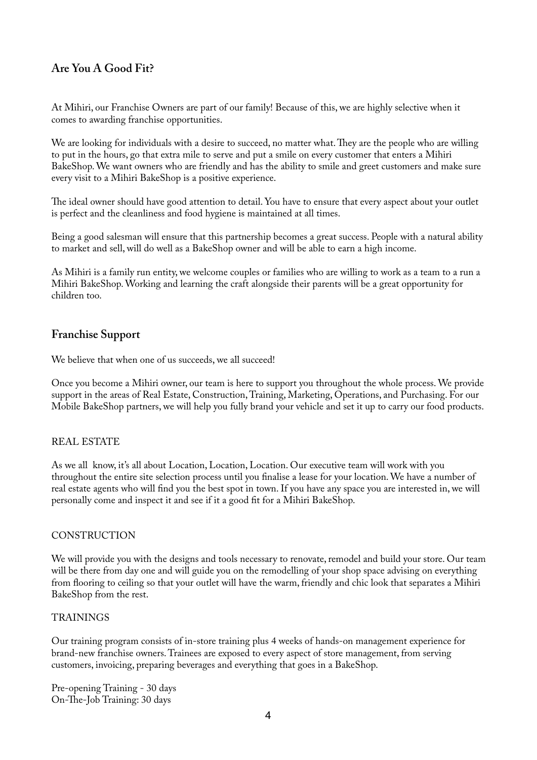## Are You A Good Fit?

At Mihiri, our Franchise Owners are part of our family! Because of this, we are highly selective when it comes to awarding franchise opportunities.

We are looking for individuals with a desire to succeed, no matter what. They are the people who are willing to put in the hours, go that extra mile to serve and put a smile on every customer that enters a Mihiri BakeShop. We want owners who are friendly and has the ability to smile and greet customers and make sure every visit to a Mihiri BakeShop is a positive experience.

The ideal owner should have good attention to detail. You have to ensure that every aspect about your outlet is perfect and the cleanliness and food hygiene is maintained at all times.

Being a good salesman will ensure that this partnership becomes a great success. People with a natural ability to market and sell, will do well as a BakeShop owner and will be able to earn a high income.

As Mihiri is a family run entity, we welcome couples or families who are willing to work as a team to a run a Mihiri BakeShop. Working and learning the craft alongside their parents will be a great opportunity for children too.

## Franchise Support

We believe that when one of us succeeds, we all succeed!

Once you become a Mihiri owner, our team is here to support you throughout the whole process. We provide support in the areas of Real Estate, Construction, Training, Marketing, Operations, and Purchasing. For our Mobile BakeShop partners, we will help you fully brand your vehicle and set it up to carry our food products.

### REAL ESTATE

As we all know, it's all about Location, Location, Location. Our executive team will work with you throughout the entire site selection process until you finalise a lease for your location. We have a number of real estate agents who will find you the best spot in town. If you have any space you are interested in, we will personally come and inspect it and see if it a good fit for a Mihiri BakeShop.

### CONSTRUCTION

We will provide you with the designs and tools necessary to renovate, remodel and build your store. Our team will be there from day one and will guide you on the remodelling of your shop space advising on everything from flooring to ceiling so that your outlet will have the warm, friendly and chic look that separates a Mihiri BakeShop from the rest.

### TRAININGS

Our training program consists of in-store training plus 4 weeks of hands-on management experience for brand-new franchise owners. Trainees are exposed to every aspect of store management, from serving customers, invoicing, preparing beverages and everything that goes in a BakeShop.

Pre-opening Training - 30 days
On-The-Job Training: 30 days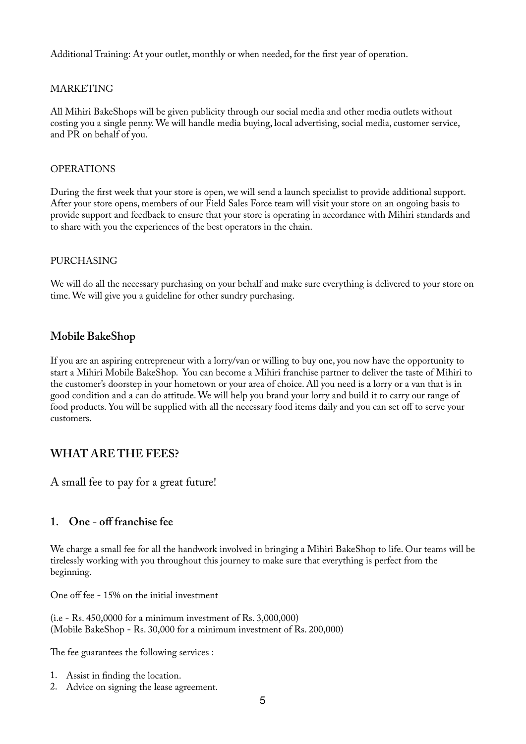Additional Training: At your outlet, monthly or when needed, for the first year of operation.

MARKETING

All Mihiri BakeShops will be given publicity through our social media and other media outlets without costing you a single penny. We will handle media buying, local advertising, social media, customer service, and PR on behalf of you.

OPERATIONS

During the first week that your store is open, we will send a launch specialist to provide additional support. After your store opens, members of our Field Sales Force team will visit your store on an ongoing basis to provide support and feedback to ensure that your store is operating in accordance with Mihiri standards and to share with you the experiences of the best operators in the chain.

PURCHASING

We will do all the necessary purchasing on your behalf and make sure everything is delivered to your store on time. We will give you a guideline for other sundry purchasing.

### Mobile BakeShop

If you are an aspiring entrepreneur with a lorry/van or willing to buy one, you now have the opportunity to start a Mihiri Mobile BakeShop. You can become a Mihiri franchise partner to deliver the taste of Mihiri to the customer's doorstep in your hometown or your area of choice. All you need is a lorry or a van that is in good condition and a can do attitude. We will help you brand your lorry and build it to carry our range of food products. You will be supplied with all the necessary food items daily and you can set off to serve your customers.

## WHAT ARE THE FEES?

A small fee to pay for a great future!

### 1. One - off franchise fee

We charge a small fee for all the handwork involved in bringing a Mihiri BakeShop to life. Our teams will be tirelessly working with you throughout this journey to make sure that everything is perfect from the beginning.

One off fee - 15% on the initial investment

(i.e - Rs. 450,0000 for a minimum investment of Rs. 3,000,000)
(Mobile BakeShop - Rs. 30,000 for a minimum investment of Rs. 200,000)

The fee guarantees the following services :

1. Assist in finding the location.
2. Advice on signing the lease agreement.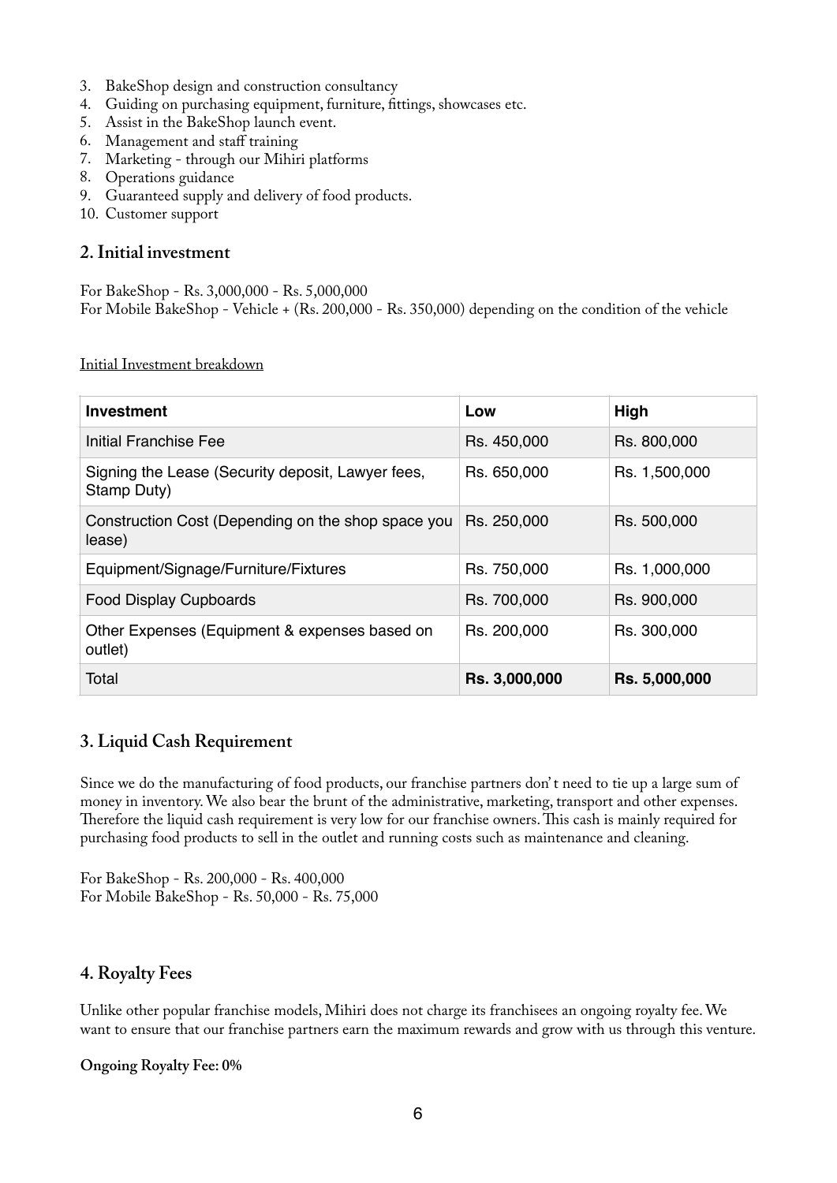3. BakeShop design and construction consultancy
4. Guiding on purchasing equipment, furniture, fittings, showcases etc.
5. Assist in the BakeShop launch event.
6. Management and staff training
7. Marketing - through our Mihiri platforms
8. Operations guidance
9. Guaranteed supply and delivery of food products.
10. Customer support

## 2. Initial investment

For BakeShop - Rs. 3,000,000 - Rs. 5,000,000
For Mobile BakeShop - Vehicle + (Rs. 200,000 - Rs. 350,000) depending on the condition of the vehicle

Initial Investment breakdown

| Investment | Low | High |
|---|---|---|
| Initial Franchise Fee | Rs. 450,000 | Rs. 800,000 |
| Signing the Lease (Security deposit, Lawyer fees, Stamp Duty) | Rs. 650,000 | Rs. 1,500,000 |
| Construction Cost (Depending on the shop space you lease) | Rs. 250,000 | Rs. 500,000 |
| Equipment/Signage/Furniture/Fixtures | Rs. 750,000 | Rs. 1,000,000 |
| Food Display Cupboards | Rs. 700,000 | Rs. 900,000 |
| Other Expenses (Equipment & expenses based on outlet) | Rs. 200,000 | Rs. 300,000 |
| Total | **Rs. 3,000,000** | **Rs. 5,000,000** |

## 3. Liquid Cash Requirement

Since we do the manufacturing of food products, our franchise partners don't need to tie up a large sum of money in inventory. We also bear the brunt of the administrative, marketing, transport and other expenses. Therefore the liquid cash requirement is very low for our franchise owners. This cash is mainly required for purchasing food products to sell in the outlet and running costs such as maintenance and cleaning.

For BakeShop - Rs. 200,000 - Rs. 400,000
For Mobile BakeShop - Rs. 50,000 - Rs. 75,000

## 4. Royalty Fees

Unlike other popular franchise models, Mihiri does not charge its franchisees an ongoing royalty fee. We want to ensure that our franchise partners earn the maximum rewards and grow with us through this venture.

**Ongoing Royalty Fee: 0%**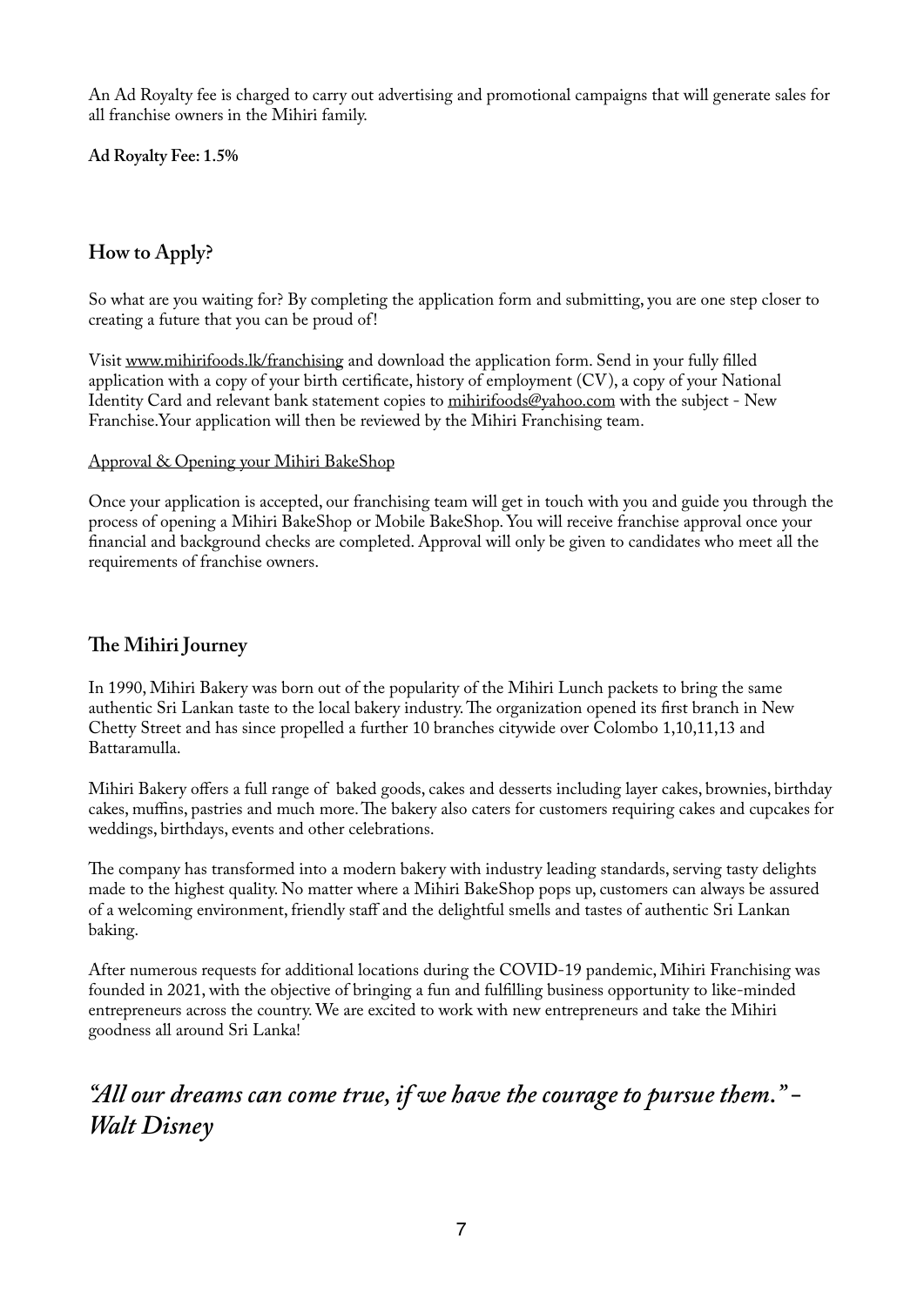An Ad Royalty fee is charged to carry out advertising and promotional campaigns that will generate sales for all franchise owners in the Mihiri family.

**Ad Royalty Fee: 1.5%**

## How to Apply?

So what are you waiting for? By completing the application form and submitting, you are one step closer to creating a future that you can be proud of!

Visit www.mihirifoods.lk/franchising and download the application form. Send in your fully filled application with a copy of your birth certificate, history of employment (CV), a copy of your National Identity Card and relevant bank statement copies to mihirifoods@yahoo.com with the subject - New Franchise.Your application will then be reviewed by the Mihiri Franchising team.

Approval & Opening your Mihiri BakeShop

Once your application is accepted, our franchising team will get in touch with you and guide you through the process of opening a Mihiri BakeShop or Mobile BakeShop. You will receive franchise approval once your financial and background checks are completed. Approval will only be given to candidates who meet all the requirements of franchise owners.

## The Mihiri Journey

In 1990, Mihiri Bakery was born out of the popularity of the Mihiri Lunch packets to bring the same authentic Sri Lankan taste to the local bakery industry. The organization opened its first branch in New Chetty Street and has since propelled a further 10 branches citywide over Colombo 1,10,11,13 and Battaramulla.

Mihiri Bakery offers a full range of baked goods, cakes and desserts including layer cakes, brownies, birthday cakes, muffins, pastries and much more. The bakery also caters for customers requiring cakes and cupcakes for weddings, birthdays, events and other celebrations.

The company has transformed into a modern bakery with industry leading standards, serving tasty delights made to the highest quality. No matter where a Mihiri BakeShop pops up, customers can always be assured of a welcoming environment, friendly staff and the delightful smells and tastes of authentic Sri Lankan baking.

After numerous requests for additional locations during the COVID-19 pandemic, Mihiri Franchising was founded in 2021, with the objective of bringing a fun and fulfilling business opportunity to like-minded entrepreneurs across the country. We are excited to work with new entrepreneurs and take the Mihiri goodness all around Sri Lanka!

## *"All our dreams can come true, if we have the courage to pursue them." - Walt Disney*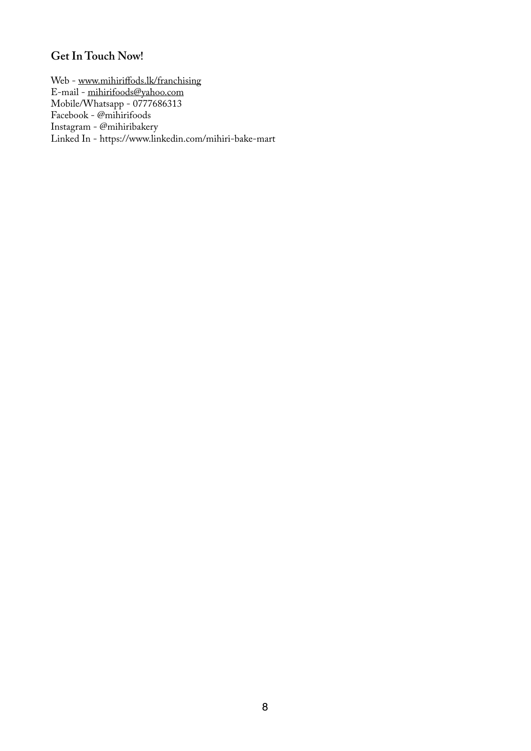## Get In Touch Now!

Web - www.mihiriffods.lk/franchising
E-mail - mihirifoods@yahoo.com
Mobile/Whatsapp - 0777686313
Facebook - @mihirifoods
Instagram - @mihiribakery
Linked In - https://www.linkedin.com/mihiri-bake-mart